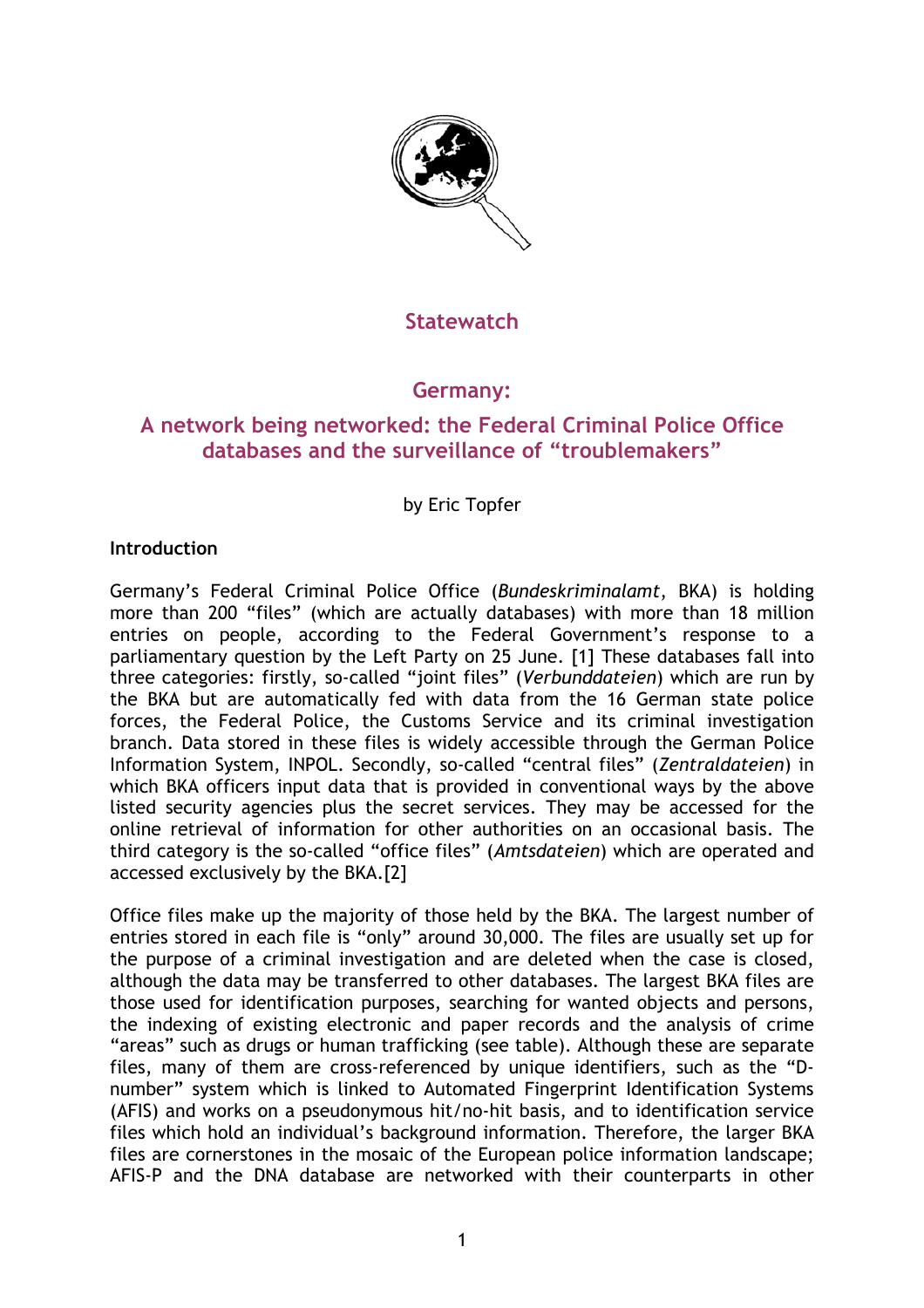Statewatch

# Germany:

## A network being networked: the Federal Criminal Police Office databases and the surveillance of "troublemakers"

by Eric Topfer

### Introduction

Germany's Federal Criminal Police Office (*Bundeskriminalamt*, BKA) is holding more than 200 "files" (which are actually databases) with more than 18 million entries on people, according to the Federal Government's response to a parliamentary question by the Left Party on 25 June. [1] These databases fall into three categories: firstly, so-called "joint files" (*Verbunddateien*) which are run by the BKA but are automatically fed with data from the 16 German state police forces, the Federal Police, the Customs Service and its criminal investigation branch. Data stored in these files is widely accessible through the German Police Information System, INPOL. Secondly, so-called "central files" (*Zentraldateien*) in which BKA officers input data that is provided in conventional ways by the above listed security agencies plus the secret services. They may be accessed for the online retrieval of information for other authorities on an occasional basis. The third category is the so-called "office files" (*Amtsdateien*) which are operated and accessed exclusively by the BKA.[2]

Office files make up the majority of those held by the BKA. The largest number of entries stored in each file is "only" around 30,000. The files are usually set up for the purpose of a criminal investigation and are deleted when the case is closed, although the data may be transferred to other databases. The largest BKA files are those used for identification purposes, searching for wanted objects and persons, the indexing of existing electronic and paper records and the analysis of crime "areas" such as drugs or human trafficking (see table). Although these are separate files, many of them are cross-referenced by unique identifiers, such as the "D-number" system which is linked to Automated Fingerprint Identification Systems (AFIS) and works on a pseudonymous hit/no-hit basis, and to identification service files which hold an individual's background information. Therefore, the larger BKA files are cornerstones in the mosaic of the European police information landscape; AFIS-P and the DNA database are networked with their counterparts in other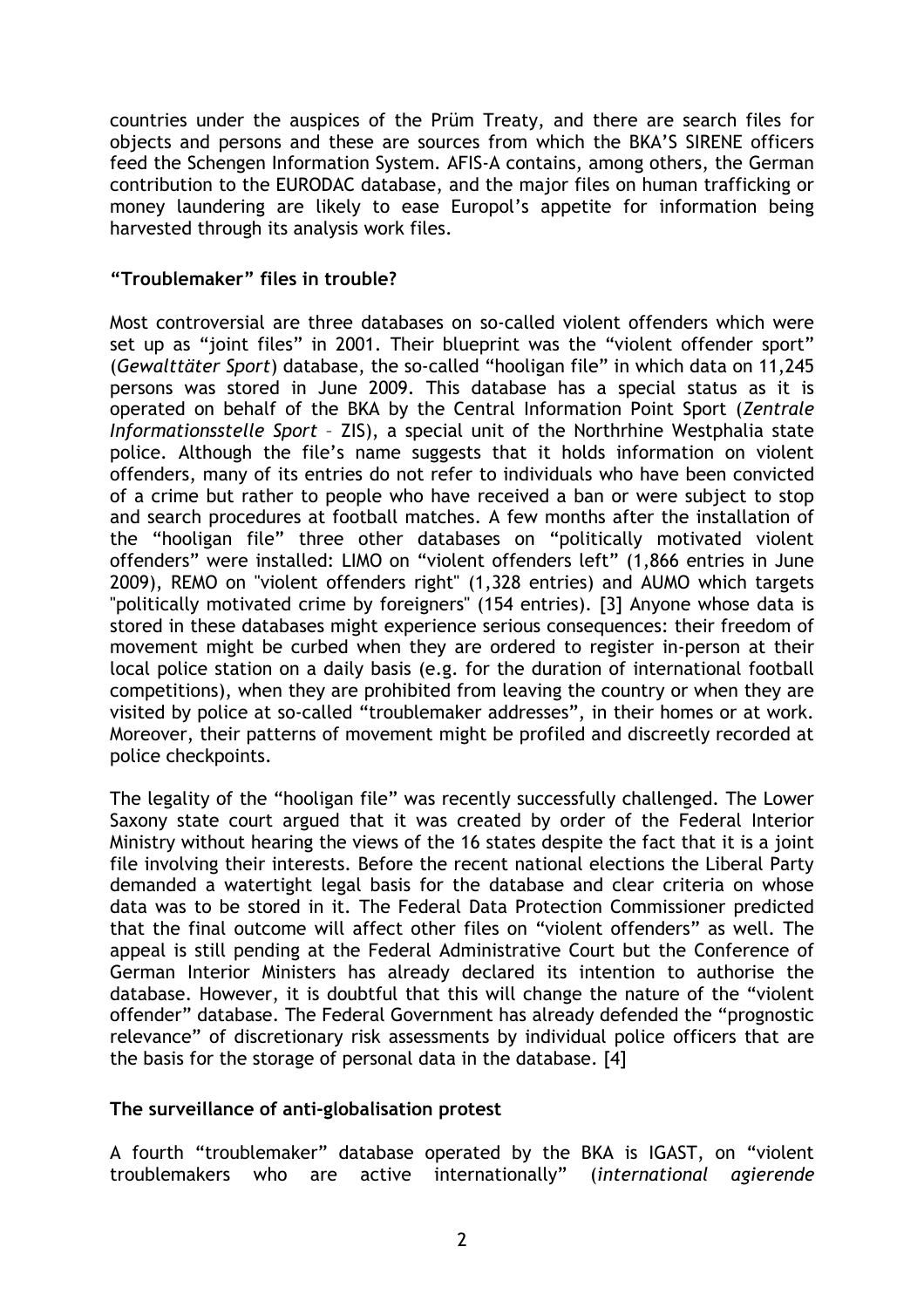countries under the auspices of the Prüm Treaty, and there are search files for objects and persons and these are sources from which the BKA'S SIRENE officers feed the Schengen Information System. AFIS-A contains, among others, the German contribution to the EURODAC database, and the major files on human trafficking or money laundering are likely to ease Europol's appetite for information being harvested through its analysis work files.

### "Troublemaker" files in trouble?

Most controversial are three databases on so-called violent offenders which were set up as "joint files" in 2001. Their blueprint was the "violent offender sport" (*Gewalttäter Sport*) database, the so-called "hooligan file" in which data on 11,245 persons was stored in June 2009. This database has a special status as it is operated on behalf of the BKA by the Central Information Point Sport (*Zentrale Informationsstelle Sport* – ZIS), a special unit of the Northrhine Westphalia state police. Although the file's name suggests that it holds information on violent offenders, many of its entries do not refer to individuals who have been convicted of a crime but rather to people who have received a ban or were subject to stop and search procedures at football matches. A few months after the installation of the "hooligan file" three other databases on "politically motivated violent offenders" were installed: LIMO on "violent offenders left" (1,866 entries in June 2009), REMO on "violent offenders right" (1,328 entries) and AUMO which targets "politically motivated crime by foreigners" (154 entries). [3] Anyone whose data is stored in these databases might experience serious consequences: their freedom of movement might be curbed when they are ordered to register in-person at their local police station on a daily basis (e.g. for the duration of international football competitions), when they are prohibited from leaving the country or when they are visited by police at so-called "troublemaker addresses", in their homes or at work. Moreover, their patterns of movement might be profiled and discreetly recorded at police checkpoints.

The legality of the "hooligan file" was recently successfully challenged. The Lower Saxony state court argued that it was created by order of the Federal Interior Ministry without hearing the views of the 16 states despite the fact that it is a joint file involving their interests. Before the recent national elections the Liberal Party demanded a watertight legal basis for the database and clear criteria on whose data was to be stored in it. The Federal Data Protection Commissioner predicted that the final outcome will affect other files on "violent offenders" as well. The appeal is still pending at the Federal Administrative Court but the Conference of German Interior Ministers has already declared its intention to authorise the database. However, it is doubtful that this will change the nature of the "violent offender" database. The Federal Government has already defended the "prognostic relevance" of discretionary risk assessments by individual police officers that are the basis for the storage of personal data in the database. [4]

### The surveillance of anti-globalisation protest

A fourth "troublemaker" database operated by the BKA is IGAST, on "violent troublemakers who are active internationally" (*international agierende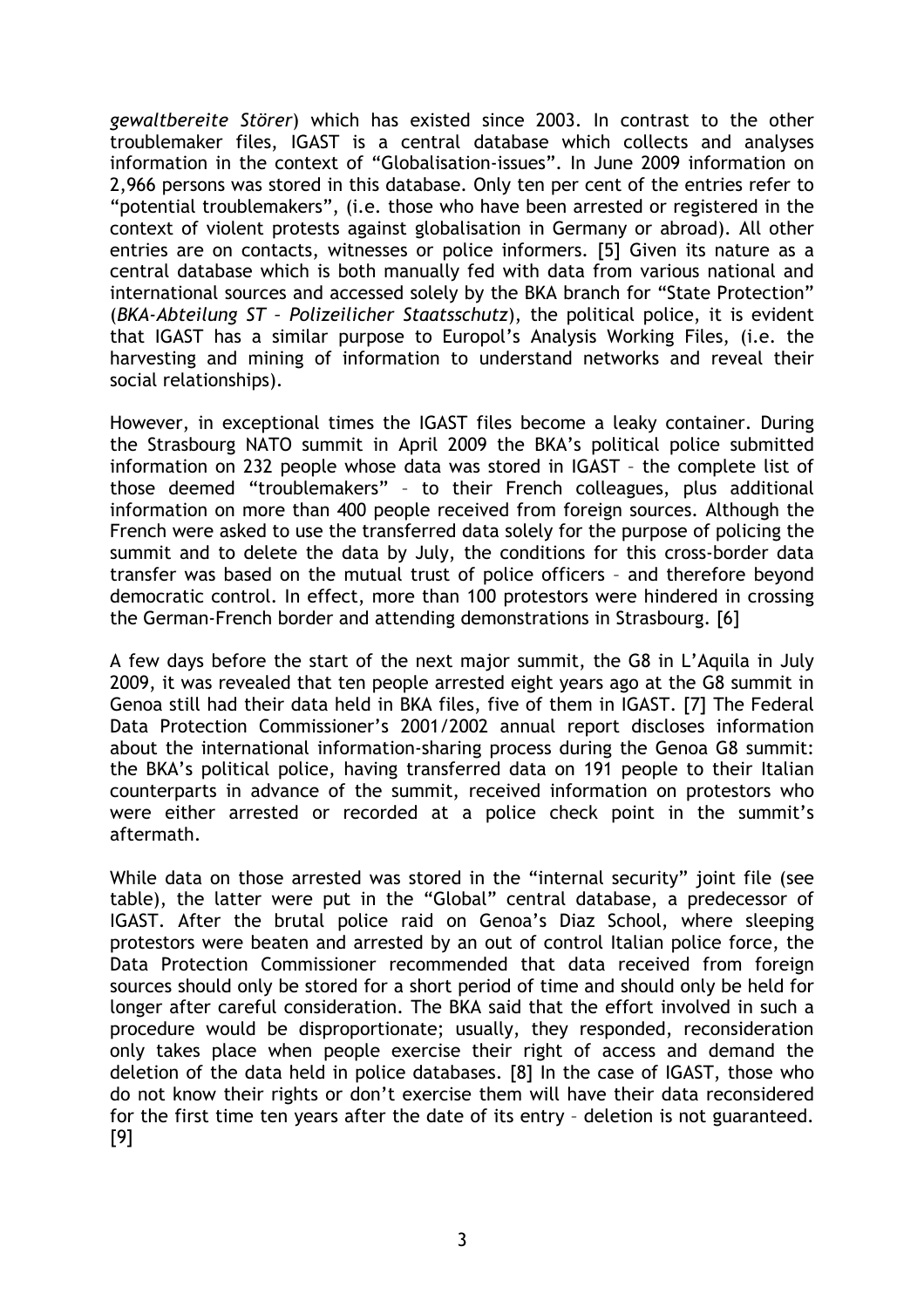*gewaltbereite Störer*) which has existed since 2003. In contrast to the other troublemaker files, IGAST is a central database which collects and analyses information in the context of "Globalisation-issues". In June 2009 information on 2,966 persons was stored in this database. Only ten per cent of the entries refer to "potential troublemakers", (i.e. those who have been arrested or registered in the context of violent protests against globalisation in Germany or abroad). All other entries are on contacts, witnesses or police informers. [5] Given its nature as a central database which is both manually fed with data from various national and international sources and accessed solely by the BKA branch for "State Protection" (*BKA-Abteilung ST – Polizeilicher Staatsschutz*), the political police, it is evident that IGAST has a similar purpose to Europol's Analysis Working Files, (i.e. the harvesting and mining of information to understand networks and reveal their social relationships).

However, in exceptional times the IGAST files become a leaky container. During the Strasbourg NATO summit in April 2009 the BKA's political police submitted information on 232 people whose data was stored in IGAST – the complete list of those deemed "troublemakers" – to their French colleagues, plus additional information on more than 400 people received from foreign sources. Although the French were asked to use the transferred data solely for the purpose of policing the summit and to delete the data by July, the conditions for this cross-border data transfer was based on the mutual trust of police officers – and therefore beyond democratic control. In effect, more than 100 protestors were hindered in crossing the German-French border and attending demonstrations in Strasbourg. [6]

A few days before the start of the next major summit, the G8 in L'Aquila in July 2009, it was revealed that ten people arrested eight years ago at the G8 summit in Genoa still had their data held in BKA files, five of them in IGAST. [7] The Federal Data Protection Commissioner's 2001/2002 annual report discloses information about the international information-sharing process during the Genoa G8 summit: the BKA's political police, having transferred data on 191 people to their Italian counterparts in advance of the summit, received information on protestors who were either arrested or recorded at a police check point in the summit's aftermath.

While data on those arrested was stored in the "internal security" joint file (see table), the latter were put in the "Global" central database, a predecessor of IGAST. After the brutal police raid on Genoa's Diaz School, where sleeping protestors were beaten and arrested by an out of control Italian police force, the Data Protection Commissioner recommended that data received from foreign sources should only be stored for a short period of time and should only be held for longer after careful consideration. The BKA said that the effort involved in such a procedure would be disproportionate; usually, they responded, reconsideration only takes place when people exercise their right of access and demand the deletion of the data held in police databases. [8] In the case of IGAST, those who do not know their rights or don't exercise them will have their data reconsidered for the first time ten years after the date of its entry – deletion is not guaranteed. [9]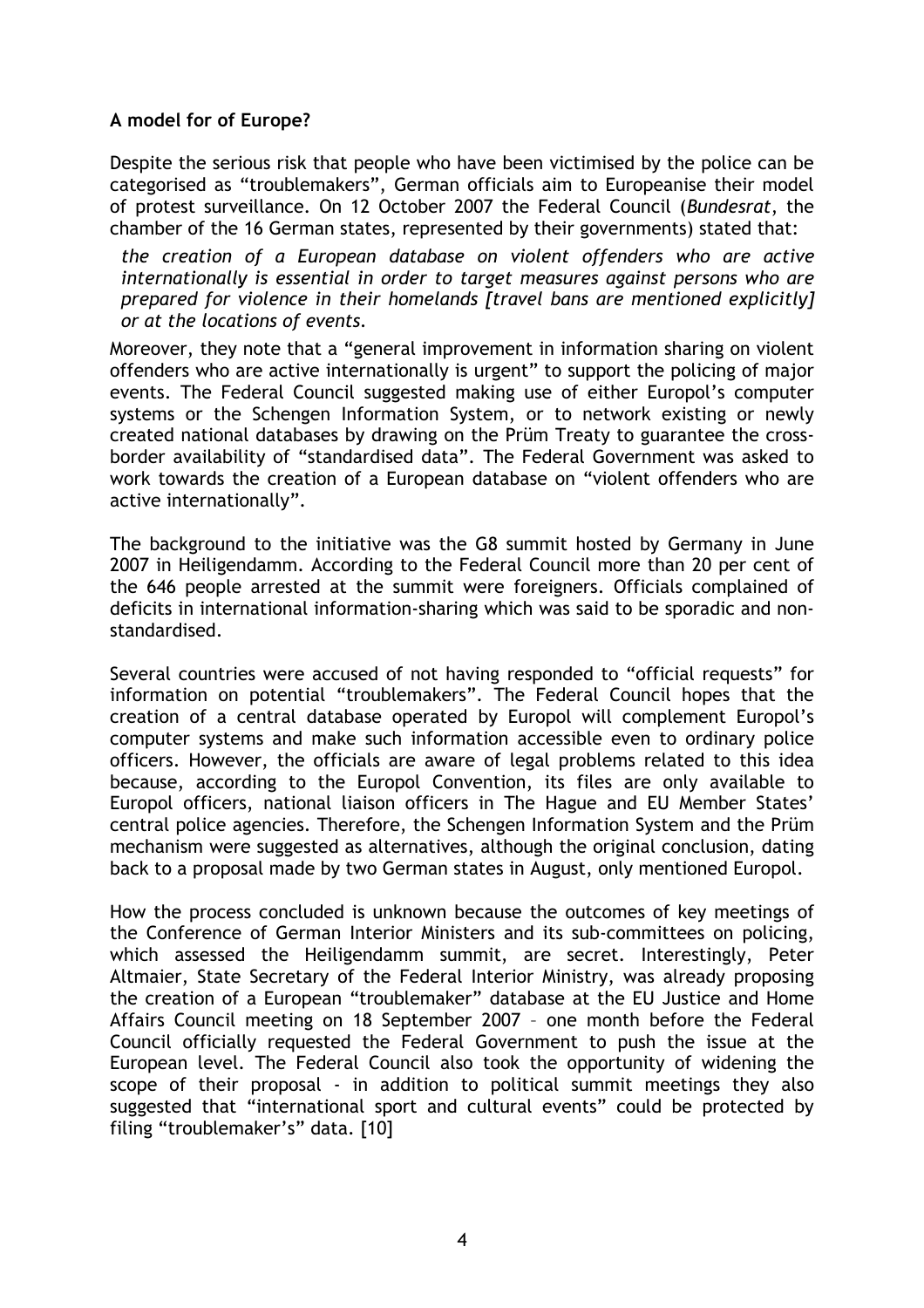**A model for of Europe?**

Despite the serious risk that people who have been victimised by the police can be categorised as "troublemakers", German officials aim to Europeanise their model of protest surveillance. On 12 October 2007 the Federal Council (*Bundesrat*, the chamber of the 16 German states, represented by their governments) stated that:

> *the creation of a European database on violent offenders who are active internationally is essential in order to target measures against persons who are prepared for violence in their homelands [travel bans are mentioned explicitly] or at the locations of events.*

Moreover, they note that a "general improvement in information sharing on violent offenders who are active internationally is urgent" to support the policing of major events. The Federal Council suggested making use of either Europol's computer systems or the Schengen Information System, or to network existing or newly created national databases by drawing on the Prüm Treaty to guarantee the cross-border availability of "standardised data". The Federal Government was asked to work towards the creation of a European database on "violent offenders who are active internationally".

The background to the initiative was the G8 summit hosted by Germany in June 2007 in Heiligendamm. According to the Federal Council more than 20 per cent of the 646 people arrested at the summit were foreigners. Officials complained of deficits in international information-sharing which was said to be sporadic and non-standardised.

Several countries were accused of not having responded to "official requests" for information on potential "troublemakers". The Federal Council hopes that the creation of a central database operated by Europol will complement Europol's computer systems and make such information accessible even to ordinary police officers. However, the officials are aware of legal problems related to this idea because, according to the Europol Convention, its files are only available to Europol officers, national liaison officers in The Hague and EU Member States' central police agencies. Therefore, the Schengen Information System and the Prüm mechanism were suggested as alternatives, although the original conclusion, dating back to a proposal made by two German states in August, only mentioned Europol.

How the process concluded is unknown because the outcomes of key meetings of the Conference of German Interior Ministers and its sub-committees on policing, which assessed the Heiligendamm summit, are secret. Interestingly, Peter Altmaier, State Secretary of the Federal Interior Ministry, was already proposing the creation of a European "troublemaker" database at the EU Justice and Home Affairs Council meeting on 18 September 2007 – one month before the Federal Council officially requested the Federal Government to push the issue at the European level. The Federal Council also took the opportunity of widening the scope of their proposal - in addition to political summit meetings they also suggested that "international sport and cultural events" could be protected by filing "troublemaker's" data. [10]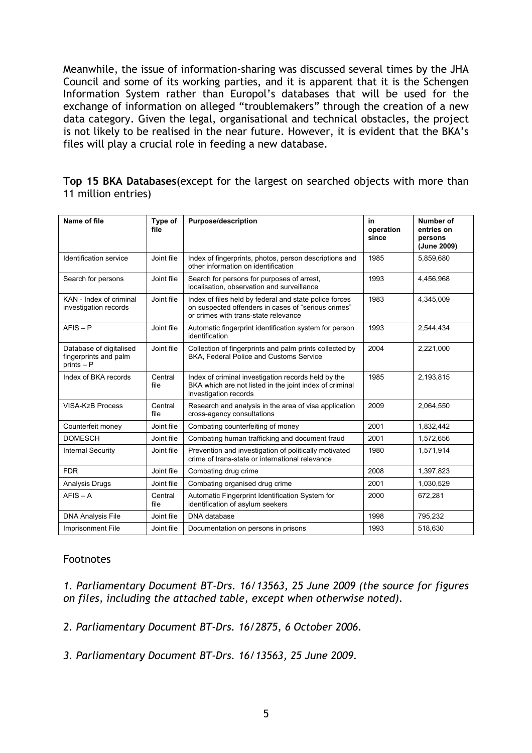Meanwhile, the issue of information-sharing was discussed several times by the JHA Council and some of its working parties, and it is apparent that it is the Schengen Information System rather than Europol's databases that will be used for the exchange of information on alleged "troublemakers" through the creation of a new data category. Given the legal, organisational and technical obstacles, the project is not likely to be realised in the near future. However, it is evident that the BKA's files will play a crucial role in feeding a new database.

**Top 15 BKA Databases**(except for the largest on searched objects with more than 11 million entries)

| Name of file | Type of file | Purpose/description | in operation since | Number of entries on persons (June 2009) |
|---|---|---|---|---|
| Identification service | Joint file | Index of fingerprints, photos, person descriptions and other information on identification | 1985 | 5,859,680 |
| Search for persons | Joint file | Search for persons for purposes of arrest, localisation, observation and surveillance | 1993 | 4,456,968 |
| KAN - Index of criminal investigation records | Joint file | Index of files held by federal and state police forces on suspected offenders in cases of "serious crimes" or crimes with trans-state relevance | 1983 | 4,345,009 |
| AFIS – P | Joint file | Automatic fingerprint identification system for person identification | 1993 | 2,544,434 |
| Database of digitalised fingerprints and palm prints – P | Joint file | Collection of fingerprints and palm prints collected by BKA, Federal Police and Customs Service | 2004 | 2,221,000 |
| Index of BKA records | Central file | Index of criminal investigation records held by the BKA which are not listed in the joint index of criminal investigation records | 1985 | 2,193,815 |
| VISA-KzB Process | Central file | Research and analysis in the area of visa application cross-agency consultations | 2009 | 2,064,550 |
| Counterfeit money | Joint file | Combating counterfeiting of money | 2001 | 1,832,442 |
| DOMESCH | Joint file | Combating human trafficking and document fraud | 2001 | 1,572,656 |
| Internal Security | Joint file | Prevention and investigation of politically motivated crime of trans-state or international relevance | 1980 | 1,571,914 |
| FDR | Joint file | Combating drug crime | 2008 | 1,397,823 |
| Analysis Drugs | Joint file | Combating organised drug crime | 2001 | 1,030,529 |
| AFIS – A | Central file | Automatic Fingerprint Identification System for identification of asylum seekers | 2000 | 672,281 |
| DNA Analysis File | Joint file | DNA database | 1998 | 795,232 |
| Imprisonment File | Joint file | Documentation on persons in prisons | 1993 | 518,630 |

## Footnotes

*1. Parliamentary Document BT-Drs. 16/13563, 25 June 2009 (the source for figures on files, including the attached table, except when otherwise noted).*

*2. Parliamentary Document BT-Drs. 16/2875, 6 October 2006.*

*3. Parliamentary Document BT-Drs. 16/13563, 25 June 2009.*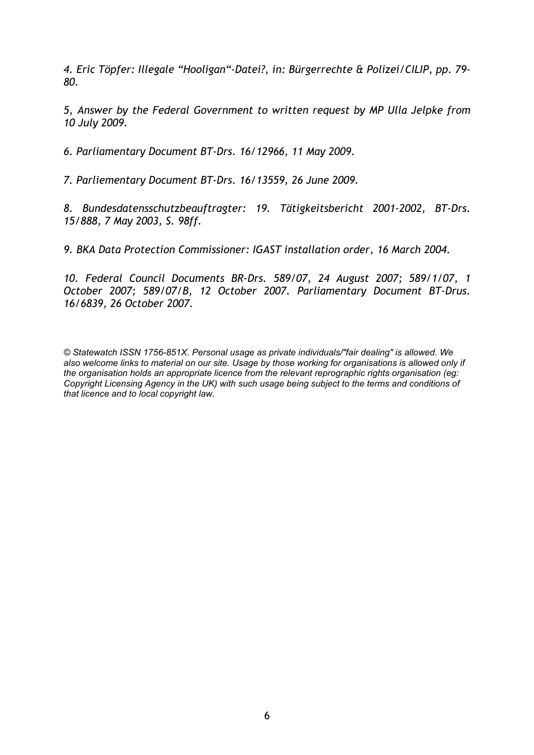*4. Eric Töpfer: Illegale "Hooligan"-Datei?, in: Bürgerrechte & Polizei/CILIP, pp. 79-80.*

*5, Answer by the Federal Government to written request by MP Ulla Jelpke from 10 July 2009.*

*6. Parliamentary Document BT-Drs. 16/12966, 11 May 2009.*

*7. Parliementary Document BT-Drs. 16/13559, 26 June 2009.*

*8. Bundesdatensschutzbeauftragter: 19. Tätigkeitsbericht 2001-2002, BT-Drs. 15/888, 7 May 2003, S. 98ff.*

*9. BKA Data Protection Commissioner: IGAST installation order, 16 March 2004.*

*10. Federal Council Documents BR-Drs. 589/07, 24 August 2007; 589/1/07, 1 October 2007; 589/07/B, 12 October 2007. Parliamentary Document BT-Drus. 16/6839, 26 October 2007.*

*© Statewatch ISSN 1756-851X. Personal usage as private individuals/"fair dealing" is allowed. We also welcome links to material on our site. Usage by those working for organisations is allowed only if the organisation holds an appropriate licence from the relevant reprographic rights organisation (eg: Copyright Licensing Agency in the UK) with such usage being subject to the terms and conditions of that licence and to local copyright law.*